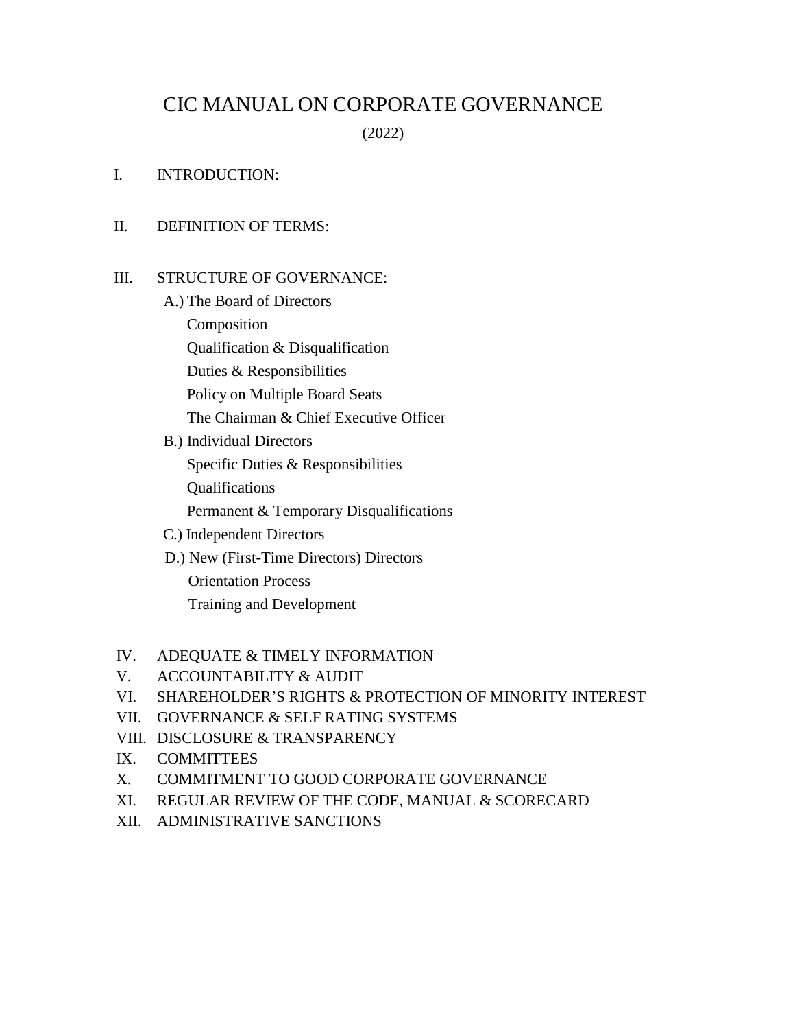# CIC MANUAL ON CORPORATE GOVERNANCE

(2022)

I. INTRODUCTION:

II. DEFINITION OF TERMS:

III. STRUCTURE OF GOVERNANCE:

- A.) The Board of Directors
  - Composition
  - Qualification & Disqualification
  - Duties & Responsibilities
  - Policy on Multiple Board Seats
  - The Chairman & Chief Executive Officer
- B.) Individual Directors
  - Specific Duties & Responsibilities
  - Qualifications
  - Permanent & Temporary Disqualifications
- C.) Independent Directors
- D.) New (First-Time Directors) Directors
  - Orientation Process
  - Training and Development

IV. ADEQUATE & TIMELY INFORMATION

V. ACCOUNTABILITY & AUDIT

VI. SHAREHOLDER'S RIGHTS & PROTECTION OF MINORITY INTEREST

VII. GOVERNANCE & SELF RATING SYSTEMS

VIII. DISCLOSURE & TRANSPARENCY

IX. COMMITTEES

X. COMMITMENT TO GOOD CORPORATE GOVERNANCE

XI. REGULAR REVIEW OF THE CODE, MANUAL & SCORECARD

XII. ADMINISTRATIVE SANCTIONS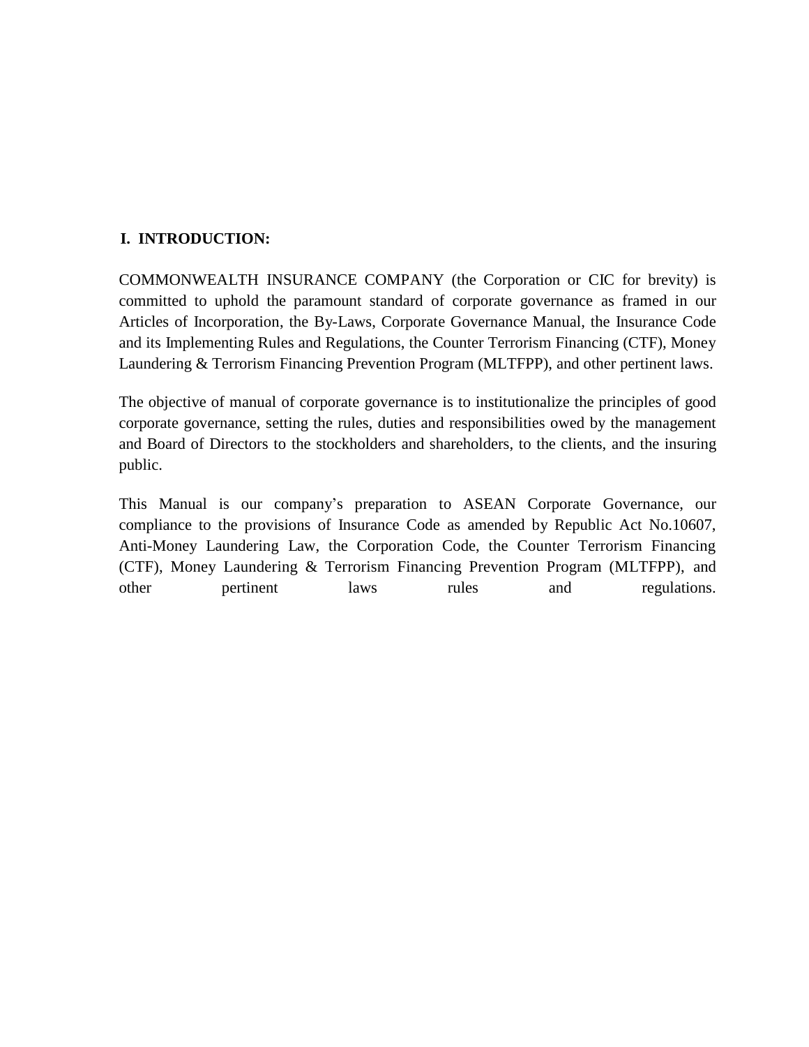## I. INTRODUCTION:

COMMONWEALTH INSURANCE COMPANY (the Corporation or CIC for brevity) is committed to uphold the paramount standard of corporate governance as framed in our Articles of Incorporation, the By-Laws, Corporate Governance Manual, the Insurance Code and its Implementing Rules and Regulations, the Counter Terrorism Financing (CTF), Money Laundering & Terrorism Financing Prevention Program (MLTFPP), and other pertinent laws.

The objective of manual of corporate governance is to institutionalize the principles of good corporate governance, setting the rules, duties and responsibilities owed by the management and Board of Directors to the stockholders and shareholders, to the clients, and the insuring public.

This Manual is our company's preparation to ASEAN Corporate Governance, our compliance to the provisions of Insurance Code as amended by Republic Act No.10607, Anti-Money Laundering Law, the Corporation Code, the Counter Terrorism Financing (CTF), Money Laundering & Terrorism Financing Prevention Program (MLTFPP), and other pertinent laws rules and regulations.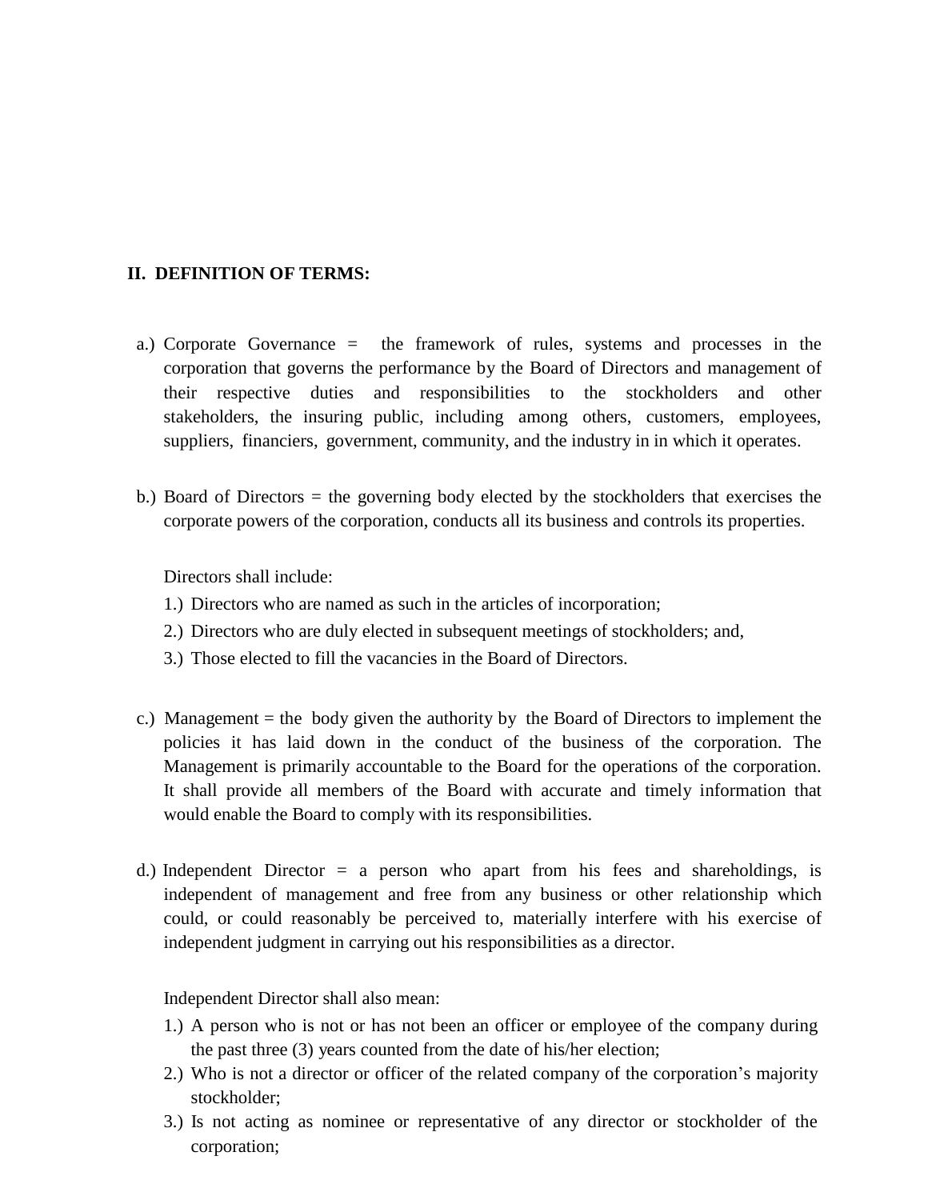## II. DEFINITION OF TERMS:

a.) Corporate Governance = the framework of rules, systems and processes in the corporation that governs the performance by the Board of Directors and management of their respective duties and responsibilities to the stockholders and other stakeholders, the insuring public, including among others, customers, employees, suppliers, financiers, government, community, and the industry in in which it operates.

b.) Board of Directors = the governing body elected by the stockholders that exercises the corporate powers of the corporation, conducts all its business and controls its properties.

Directors shall include:

1.) Directors who are named as such in the articles of incorporation;
2.) Directors who are duly elected in subsequent meetings of stockholders; and,
3.) Those elected to fill the vacancies in the Board of Directors.

c.) Management = the body given the authority by the Board of Directors to implement the policies it has laid down in the conduct of the business of the corporation. The Management is primarily accountable to the Board for the operations of the corporation. It shall provide all members of the Board with accurate and timely information that would enable the Board to comply with its responsibilities.

d.) Independent Director = a person who apart from his fees and shareholdings, is independent of management and free from any business or other relationship which could, or could reasonably be perceived to, materially interfere with his exercise of independent judgment in carrying out his responsibilities as a director.

Independent Director shall also mean:

1.) A person who is not or has not been an officer or employee of the company during the past three (3) years counted from the date of his/her election;
2.) Who is not a director or officer of the related company of the corporation's majority stockholder;
3.) Is not acting as nominee or representative of any director or stockholder of the corporation;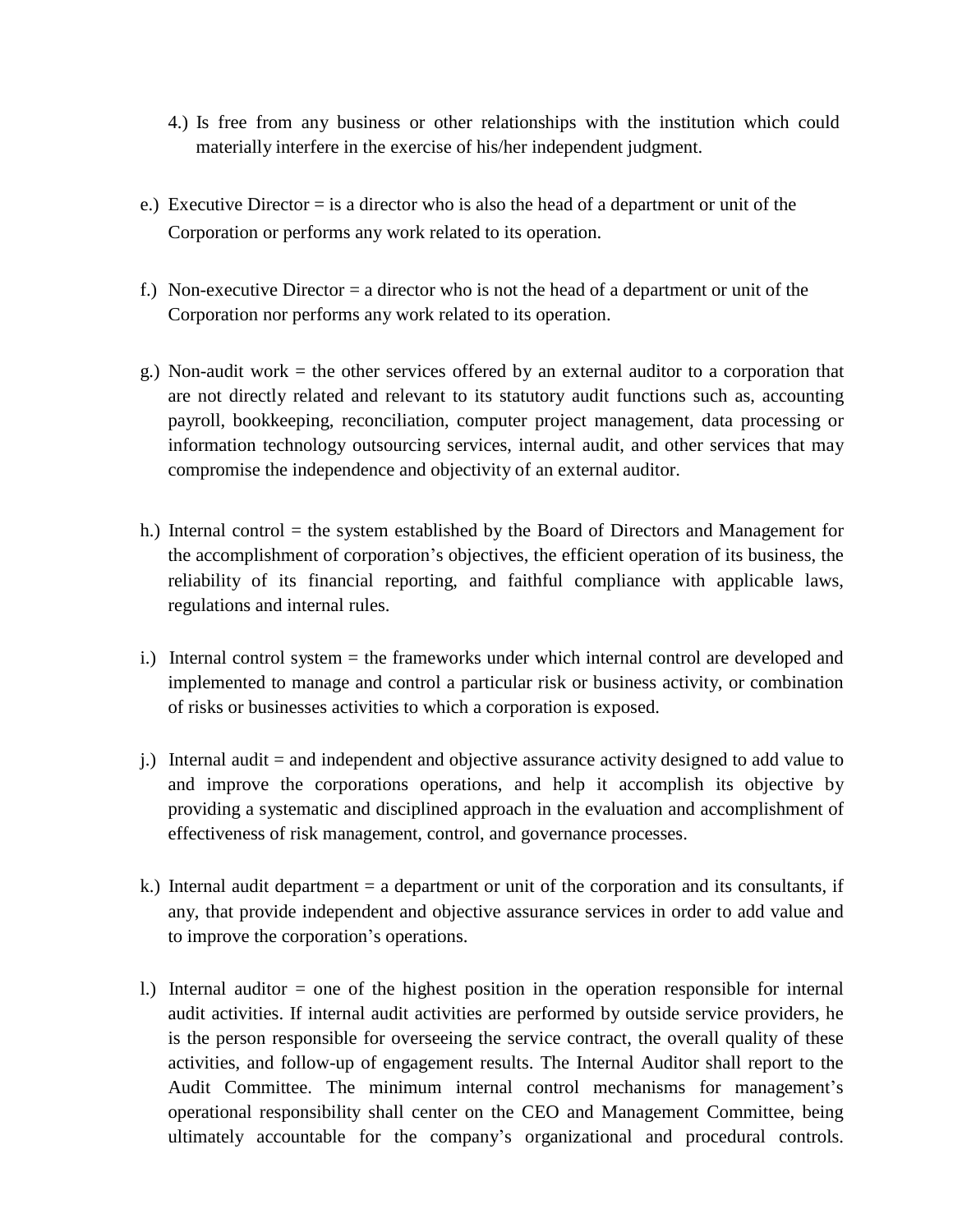4.) Is free from any business or other relationships with the institution which could materially interfere in the exercise of his/her independent judgment.

e.) Executive Director = is a director who is also the head of a department or unit of the Corporation or performs any work related to its operation.

f.) Non-executive Director = a director who is not the head of a department or unit of the Corporation nor performs any work related to its operation.

g.) Non-audit work = the other services offered by an external auditor to a corporation that are not directly related and relevant to its statutory audit functions such as, accounting payroll, bookkeeping, reconciliation, computer project management, data processing or information technology outsourcing services, internal audit, and other services that may compromise the independence and objectivity of an external auditor.

h.) Internal control = the system established by the Board of Directors and Management for the accomplishment of corporation's objectives, the efficient operation of its business, the reliability of its financial reporting, and faithful compliance with applicable laws, regulations and internal rules.

i.) Internal control system = the frameworks under which internal control are developed and implemented to manage and control a particular risk or business activity, or combination of risks or businesses activities to which a corporation is exposed.

j.) Internal audit = and independent and objective assurance activity designed to add value to and improve the corporations operations, and help it accomplish its objective by providing a systematic and disciplined approach in the evaluation and accomplishment of effectiveness of risk management, control, and governance processes.

k.) Internal audit department = a department or unit of the corporation and its consultants, if any, that provide independent and objective assurance services in order to add value and to improve the corporation's operations.

l.) Internal auditor = one of the highest position in the operation responsible for internal audit activities. If internal audit activities are performed by outside service providers, he is the person responsible for overseeing the service contract, the overall quality of these activities, and follow-up of engagement results. The Internal Auditor shall report to the Audit Committee. The minimum internal control mechanisms for management's operational responsibility shall center on the CEO and Management Committee, being ultimately accountable for the company's organizational and procedural controls.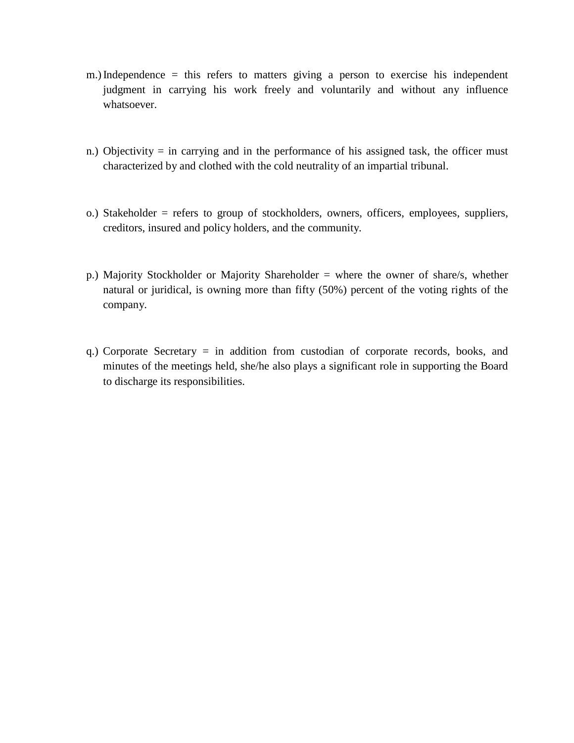m.) Independence = this refers to matters giving a person to exercise his independent judgment in carrying his work freely and voluntarily and without any influence whatsoever.

n.) Objectivity = in carrying and in the performance of his assigned task, the officer must characterized by and clothed with the cold neutrality of an impartial tribunal.

o.) Stakeholder = refers to group of stockholders, owners, officers, employees, suppliers, creditors, insured and policy holders, and the community.

p.) Majority Stockholder or Majority Shareholder = where the owner of share/s, whether natural or juridical, is owning more than fifty (50%) percent of the voting rights of the company.

q.) Corporate Secretary = in addition from custodian of corporate records, books, and minutes of the meetings held, she/he also plays a significant role in supporting the Board to discharge its responsibilities.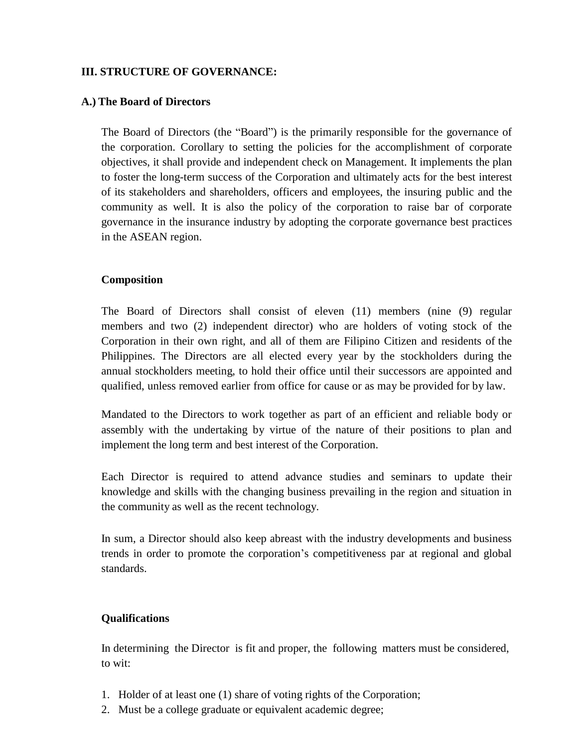## III. STRUCTURE OF GOVERNANCE:

### A.) The Board of Directors

The Board of Directors (the "Board") is the primarily responsible for the governance of the corporation. Corollary to setting the policies for the accomplishment of corporate objectives, it shall provide and independent check on Management. It implements the plan to foster the long-term success of the Corporation and ultimately acts for the best interest of its stakeholders and shareholders, officers and employees, the insuring public and the community as well. It is also the policy of the corporation to raise bar of corporate governance in the insurance industry by adopting the corporate governance best practices in the ASEAN region.

#### Composition

The Board of Directors shall consist of eleven (11) members (nine (9) regular members and two (2) independent director) who are holders of voting stock of the Corporation in their own right, and all of them are Filipino Citizen and residents of the Philippines. The Directors are all elected every year by the stockholders during the annual stockholders meeting, to hold their office until their successors are appointed and qualified, unless removed earlier from office for cause or as may be provided for by law.

Mandated to the Directors to work together as part of an efficient and reliable body or assembly with the undertaking by virtue of the nature of their positions to plan and implement the long term and best interest of the Corporation.

Each Director is required to attend advance studies and seminars to update their knowledge and skills with the changing business prevailing in the region and situation in the community as well as the recent technology.

In sum, a Director should also keep abreast with the industry developments and business trends in order to promote the corporation's competitiveness par at regional and global standards.

#### Qualifications

In determining the Director is fit and proper, the following matters must be considered, to wit:

1. Holder of at least one (1) share of voting rights of the Corporation;
2. Must be a college graduate or equivalent academic degree;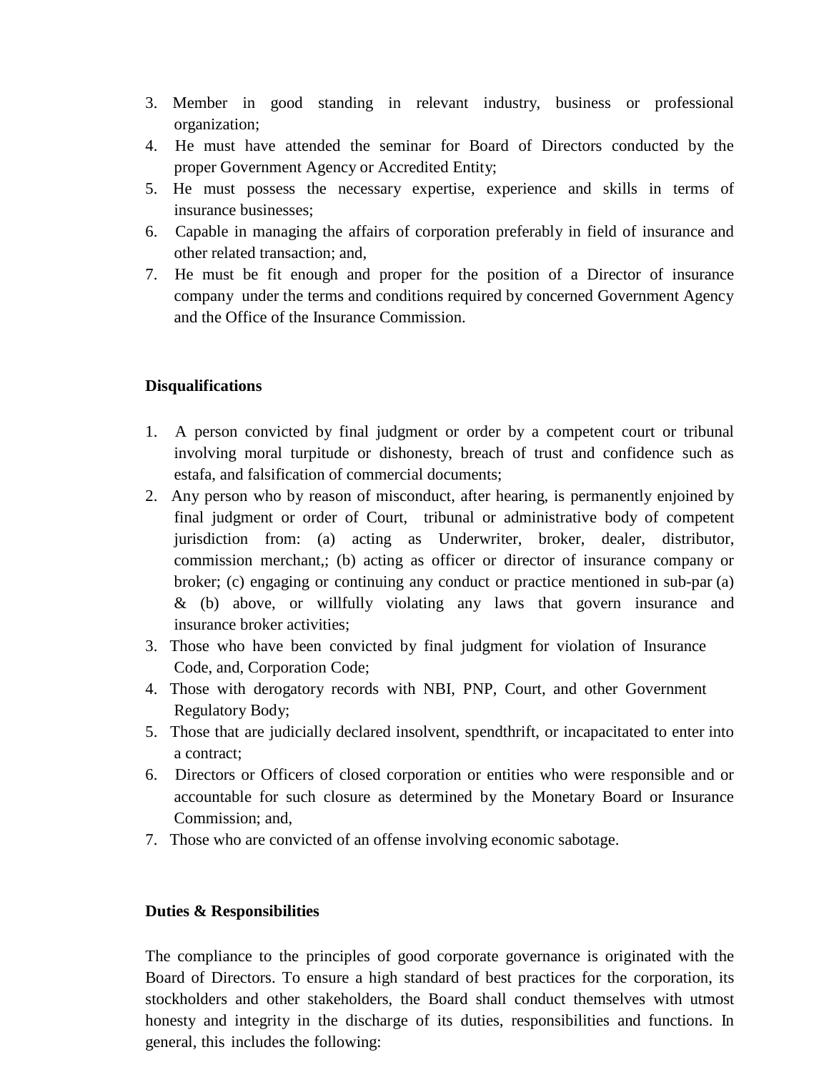3. Member in good standing in relevant industry, business or professional organization;
4. He must have attended the seminar for Board of Directors conducted by the proper Government Agency or Accredited Entity;
5. He must possess the necessary expertise, experience and skills in terms of insurance businesses;
6. Capable in managing the affairs of corporation preferably in field of insurance and other related transaction; and,
7. He must be fit enough and proper for the position of a Director of insurance company under the terms and conditions required by concerned Government Agency and the Office of the Insurance Commission.

**Disqualifications**

1. A person convicted by final judgment or order by a competent court or tribunal involving moral turpitude or dishonesty, breach of trust and confidence such as estafa, and falsification of commercial documents;
2. Any person who by reason of misconduct, after hearing, is permanently enjoined by final judgment or order of Court, tribunal or administrative body of competent jurisdiction from: (a) acting as Underwriter, broker, dealer, distributor, commission merchant,; (b) acting as officer or director of insurance company or broker; (c) engaging or continuing any conduct or practice mentioned in sub-par (a) & (b) above, or willfully violating any laws that govern insurance and insurance broker activities;
3. Those who have been convicted by final judgment for violation of Insurance Code, and, Corporation Code;
4. Those with derogatory records with NBI, PNP, Court, and other Government Regulatory Body;
5. Those that are judicially declared insolvent, spendthrift, or incapacitated to enter into a contract;
6. Directors or Officers of closed corporation or entities who were responsible and or accountable for such closure as determined by the Monetary Board or Insurance Commission; and,
7. Those who are convicted of an offense involving economic sabotage.

**Duties & Responsibilities**

The compliance to the principles of good corporate governance is originated with the Board of Directors. To ensure a high standard of best practices for the corporation, its stockholders and other stakeholders, the Board shall conduct themselves with utmost honesty and integrity in the discharge of its duties, responsibilities and functions. In general, this includes the following: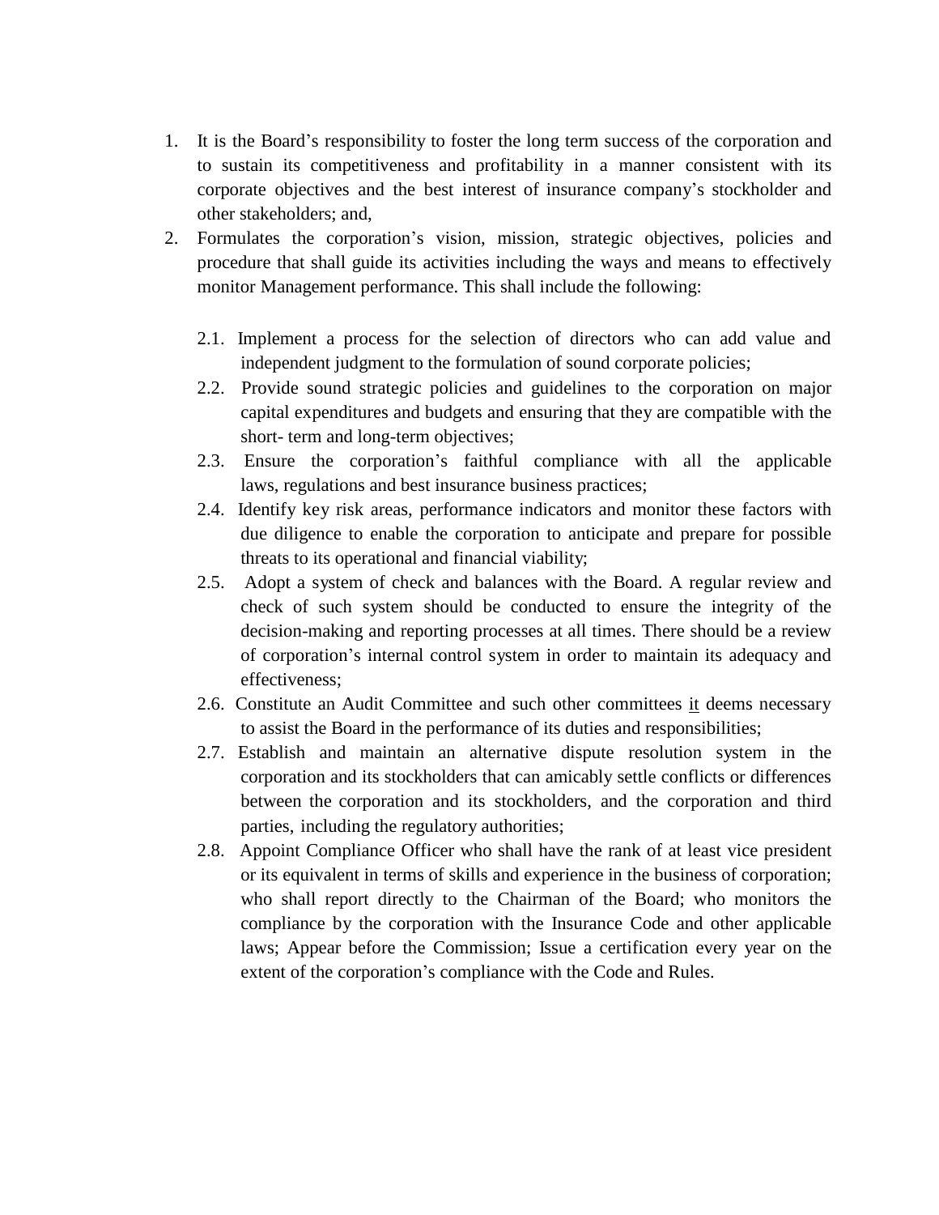1. It is the Board's responsibility to foster the long term success of the corporation and to sustain its competitiveness and profitability in a manner consistent with its corporate objectives and the best interest of insurance company's stockholder and other stakeholders; and,
2. Formulates the corporation's vision, mission, strategic objectives, policies and procedure that shall guide its activities including the ways and means to effectively monitor Management performance. This shall include the following:

   2.1. Implement a process for the selection of directors who can add value and independent judgment to the formulation of sound corporate policies;

   2.2. Provide sound strategic policies and guidelines to the corporation on major capital expenditures and budgets and ensuring that they are compatible with the short- term and long-term objectives;

   2.3. Ensure the corporation's faithful compliance with all the applicable laws, regulations and best insurance business practices;

   2.4. Identify key risk areas, performance indicators and monitor these factors with due diligence to enable the corporation to anticipate and prepare for possible threats to its operational and financial viability;

   2.5. Adopt a system of check and balances with the Board. A regular review and check of such system should be conducted to ensure the integrity of the decision-making and reporting processes at all times. There should be a review of corporation's internal control system in order to maintain its adequacy and effectiveness;

   2.6. Constitute an Audit Committee and such other committees it deems necessary to assist the Board in the performance of its duties and responsibilities;

   2.7. Establish and maintain an alternative dispute resolution system in the corporation and its stockholders that can amicably settle conflicts or differences between the corporation and its stockholders, and the corporation and third parties, including the regulatory authorities;

   2.8. Appoint Compliance Officer who shall have the rank of at least vice president or its equivalent in terms of skills and experience in the business of corporation; who shall report directly to the Chairman of the Board; who monitors the compliance by the corporation with the Insurance Code and other applicable laws; Appear before the Commission; Issue a certification every year on the extent of the corporation's compliance with the Code and Rules.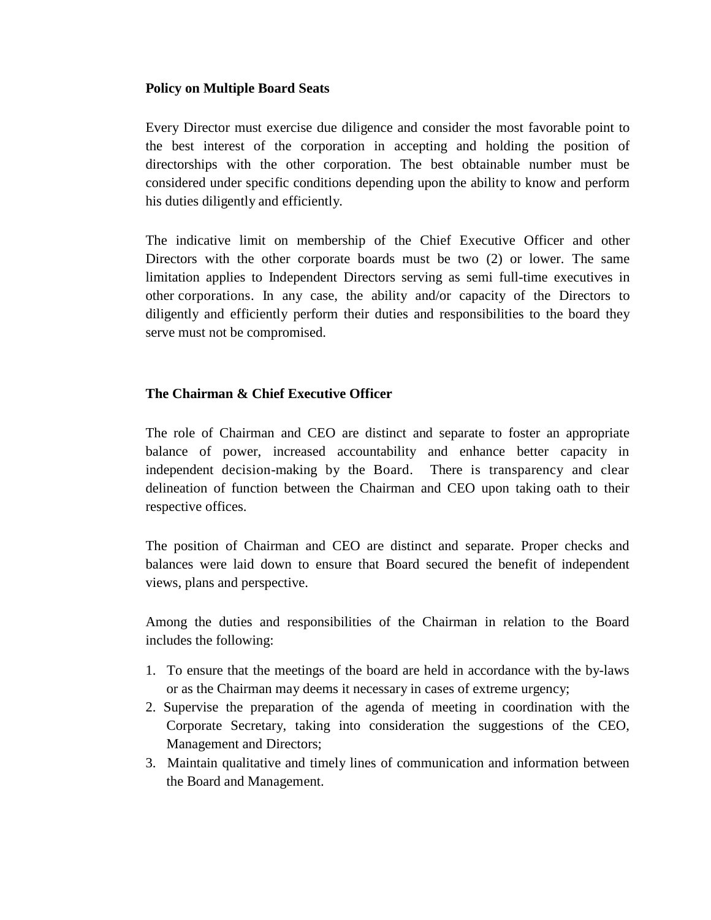**Policy on Multiple Board Seats**

Every Director must exercise due diligence and consider the most favorable point to the best interest of the corporation in accepting and holding the position of directorships with the other corporation. The best obtainable number must be considered under specific conditions depending upon the ability to know and perform his duties diligently and efficiently.

The indicative limit on membership of the Chief Executive Officer and other Directors with the other corporate boards must be two (2) or lower. The same limitation applies to Independent Directors serving as semi full-time executives in other corporations. In any case, the ability and/or capacity of the Directors to diligently and efficiently perform their duties and responsibilities to the board they serve must not be compromised.

**The Chairman & Chief Executive Officer**

The role of Chairman and CEO are distinct and separate to foster an appropriate balance of power, increased accountability and enhance better capacity in independent decision-making by the Board. There is transparency and clear delineation of function between the Chairman and CEO upon taking oath to their respective offices.

The position of Chairman and CEO are distinct and separate. Proper checks and balances were laid down to ensure that Board secured the benefit of independent views, plans and perspective.

Among the duties and responsibilities of the Chairman in relation to the Board includes the following:

1. To ensure that the meetings of the board are held in accordance with the by-laws or as the Chairman may deems it necessary in cases of extreme urgency;
2. Supervise the preparation of the agenda of meeting in coordination with the Corporate Secretary, taking into consideration the suggestions of the CEO, Management and Directors;
3. Maintain qualitative and timely lines of communication and information between the Board and Management.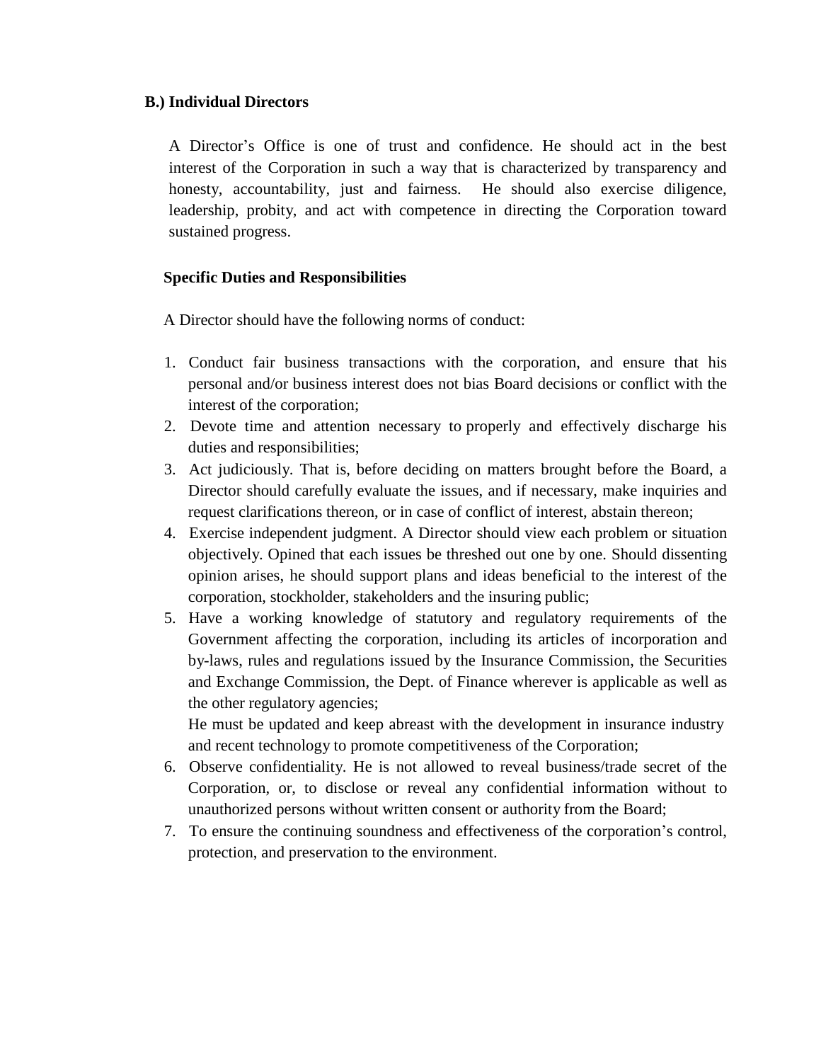## B.) Individual Directors

A Director's Office is one of trust and confidence. He should act in the best interest of the Corporation in such a way that is characterized by transparency and honesty, accountability, just and fairness. He should also exercise diligence, leadership, probity, and act with competence in directing the Corporation toward sustained progress.

### Specific Duties and Responsibilities

A Director should have the following norms of conduct:

1. Conduct fair business transactions with the corporation, and ensure that his personal and/or business interest does not bias Board decisions or conflict with the interest of the corporation;
2. Devote time and attention necessary to properly and effectively discharge his duties and responsibilities;
3. Act judiciously. That is, before deciding on matters brought before the Board, a Director should carefully evaluate the issues, and if necessary, make inquiries and request clarifications thereon, or in case of conflict of interest, abstain thereon;
4. Exercise independent judgment. A Director should view each problem or situation objectively. Opined that each issues be threshed out one by one. Should dissenting opinion arises, he should support plans and ideas beneficial to the interest of the corporation, stockholder, stakeholders and the insuring public;
5. Have a working knowledge of statutory and regulatory requirements of the Government affecting the corporation, including its articles of incorporation and by-laws, rules and regulations issued by the Insurance Commission, the Securities and Exchange Commission, the Dept. of Finance wherever is applicable as well as the other regulatory agencies;

   He must be updated and keep abreast with the development in insurance industry and recent technology to promote competitiveness of the Corporation;
6. Observe confidentiality. He is not allowed to reveal business/trade secret of the Corporation, or, to disclose or reveal any confidential information without to unauthorized persons without written consent or authority from the Board;
7. To ensure the continuing soundness and effectiveness of the corporation's control, protection, and preservation to the environment.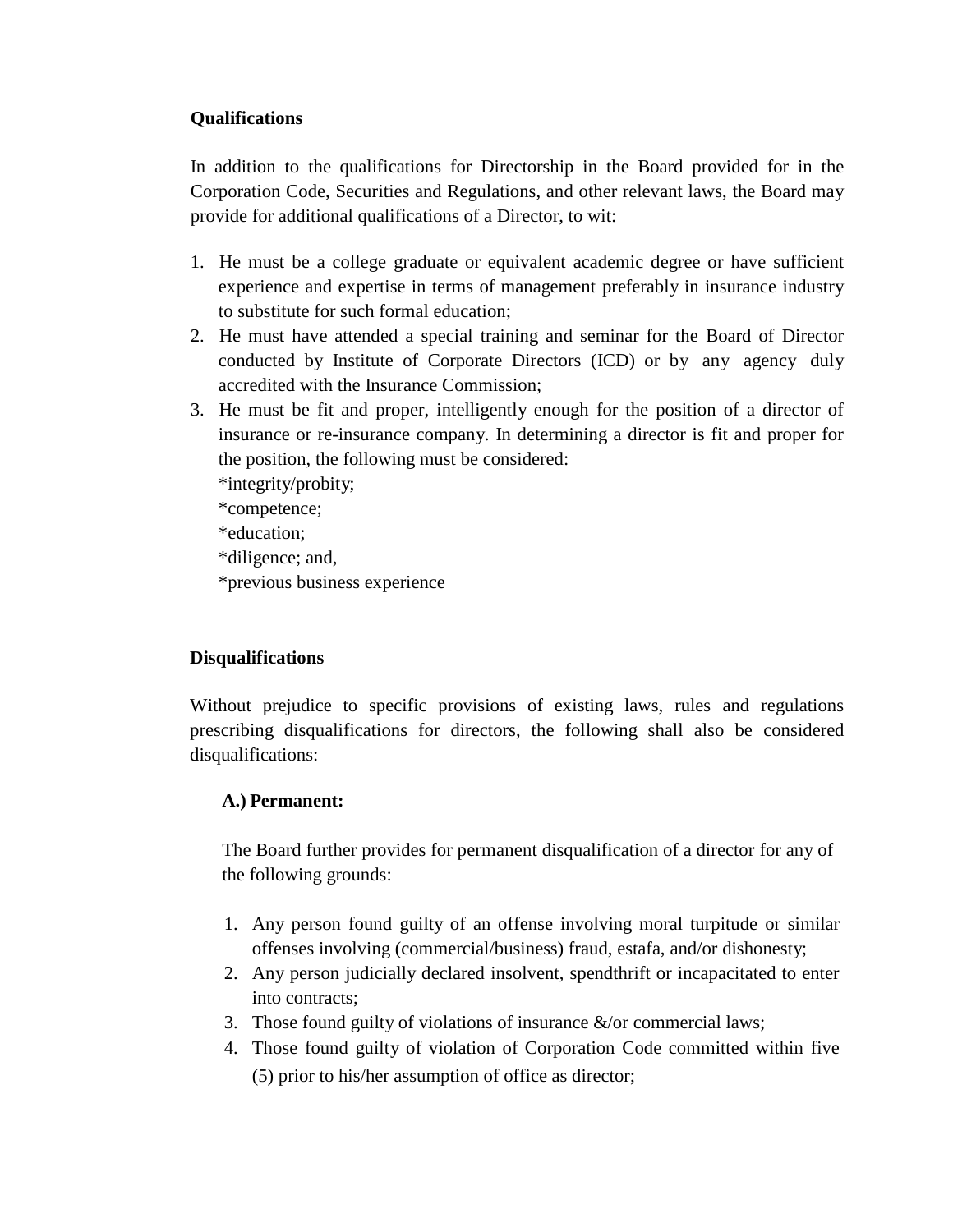**Qualifications**

In addition to the qualifications for Directorship in the Board provided for in the Corporation Code, Securities and Regulations, and other relevant laws, the Board may provide for additional qualifications of a Director, to wit:

1. He must be a college graduate or equivalent academic degree or have sufficient experience and expertise in terms of management preferably in insurance industry to substitute for such formal education;
2. He must have attended a special training and seminar for the Board of Director conducted by Institute of Corporate Directors (ICD) or by any agency duly accredited with the Insurance Commission;
3. He must be fit and proper, intelligently enough for the position of a director of insurance or re-insurance company. In determining a director is fit and proper for the position, the following must be considered:
   *integrity/probity;
   *competence;
   *education;
   *diligence; and,
   *previous business experience

**Disqualifications**

Without prejudice to specific provisions of existing laws, rules and regulations prescribing disqualifications for directors, the following shall also be considered disqualifications:

**A.) Permanent:**

The Board further provides for permanent disqualification of a director for any of the following grounds:

1. Any person found guilty of an offense involving moral turpitude or similar offenses involving (commercial/business) fraud, estafa, and/or dishonesty;
2. Any person judicially declared insolvent, spendthrift or incapacitated to enter into contracts;
3. Those found guilty of violations of insurance &/or commercial laws;
4. Those found guilty of violation of Corporation Code committed within five (5) prior to his/her assumption of office as director;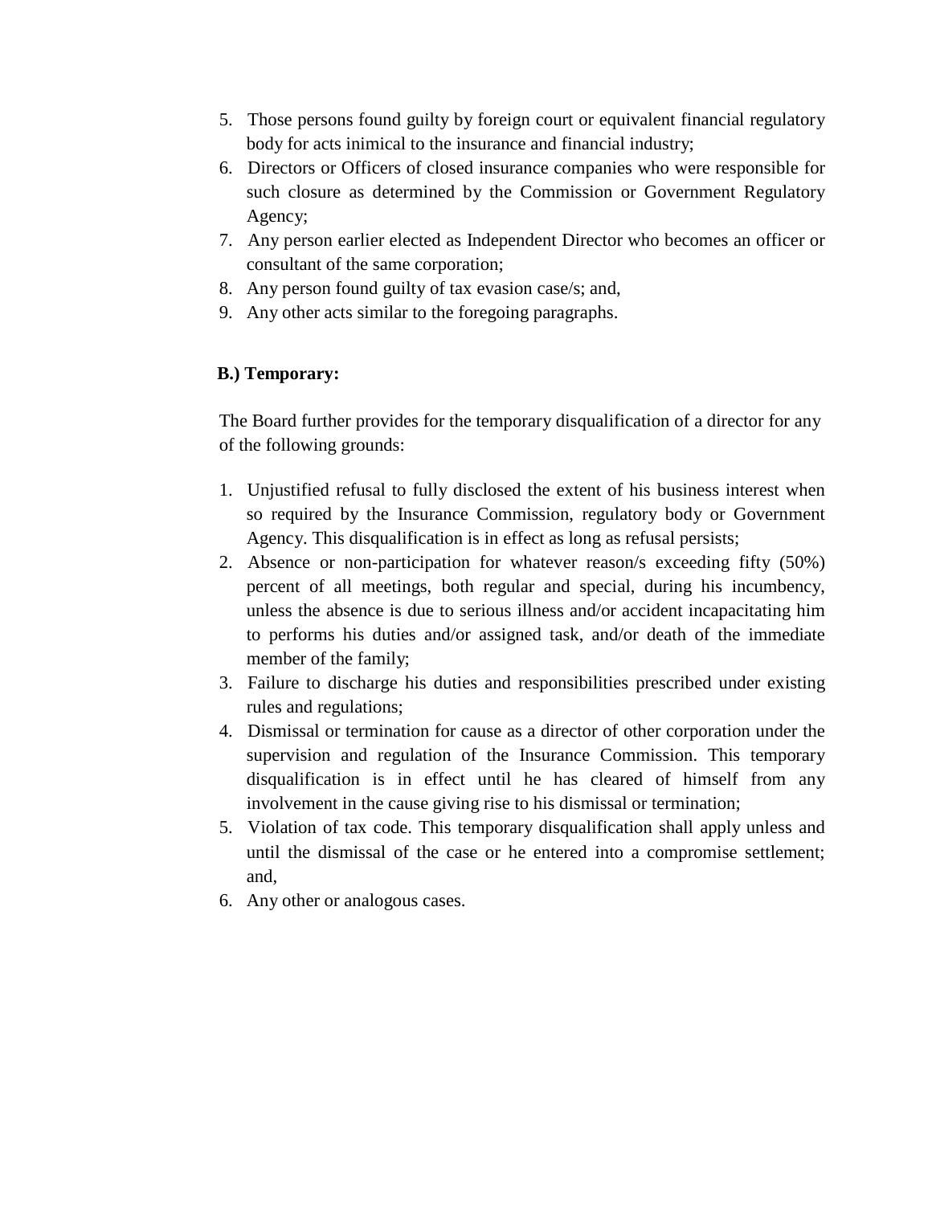5. Those persons found guilty by foreign court or equivalent financial regulatory body for acts inimical to the insurance and financial industry;
6. Directors or Officers of closed insurance companies who were responsible for such closure as determined by the Commission or Government Regulatory Agency;
7. Any person earlier elected as Independent Director who becomes an officer or consultant of the same corporation;
8. Any person found guilty of tax evasion case/s; and,
9. Any other acts similar to the foregoing paragraphs.

**B.) Temporary:**

The Board further provides for the temporary disqualification of a director for any of the following grounds:

1. Unjustified refusal to fully disclosed the extent of his business interest when so required by the Insurance Commission, regulatory body or Government Agency. This disqualification is in effect as long as refusal persists;
2. Absence or non-participation for whatever reason/s exceeding fifty (50%) percent of all meetings, both regular and special, during his incumbency, unless the absence is due to serious illness and/or accident incapacitating him to performs his duties and/or assigned task, and/or death of the immediate member of the family;
3. Failure to discharge his duties and responsibilities prescribed under existing rules and regulations;
4. Dismissal or termination for cause as a director of other corporation under the supervision and regulation of the Insurance Commission. This temporary disqualification is in effect until he has cleared of himself from any involvement in the cause giving rise to his dismissal or termination;
5. Violation of tax code. This temporary disqualification shall apply unless and until the dismissal of the case or he entered into a compromise settlement; and,
6. Any other or analogous cases.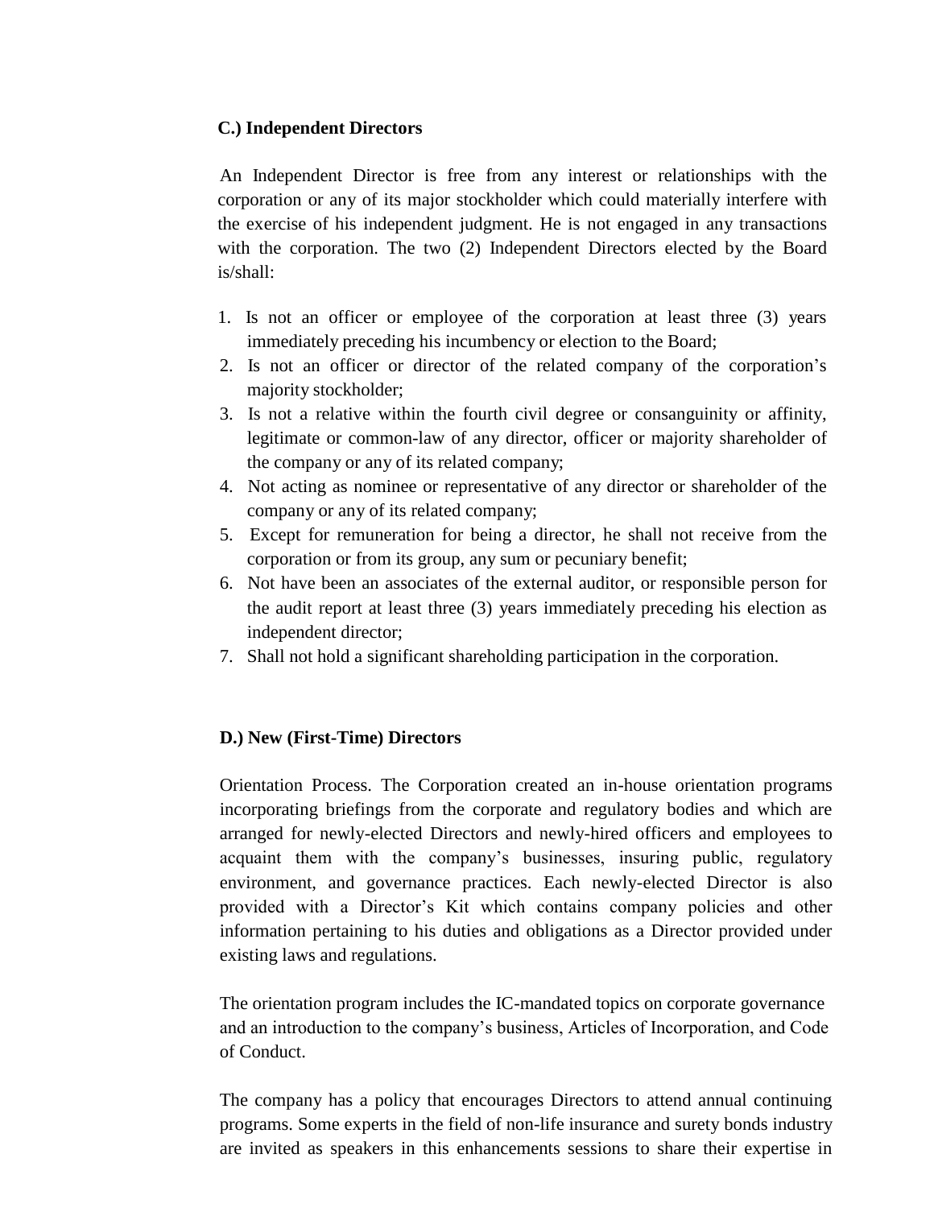### C.) Independent Directors

An Independent Director is free from any interest or relationships with the corporation or any of its major stockholder which could materially interfere with the exercise of his independent judgment. He is not engaged in any transactions with the corporation. The two (2) Independent Directors elected by the Board is/shall:

1. Is not an officer or employee of the corporation at least three (3) years immediately preceding his incumbency or election to the Board;
2. Is not an officer or director of the related company of the corporation's majority stockholder;
3. Is not a relative within the fourth civil degree or consanguinity or affinity, legitimate or common-law of any director, officer or majority shareholder of the company or any of its related company;
4. Not acting as nominee or representative of any director or shareholder of the company or any of its related company;
5. Except for remuneration for being a director, he shall not receive from the corporation or from its group, any sum or pecuniary benefit;
6. Not have been an associates of the external auditor, or responsible person for the audit report at least three (3) years immediately preceding his election as independent director;
7. Shall not hold a significant shareholding participation in the corporation.

### D.) New (First-Time) Directors

Orientation Process. The Corporation created an in-house orientation programs incorporating briefings from the corporate and regulatory bodies and which are arranged for newly-elected Directors and newly-hired officers and employees to acquaint them with the company's businesses, insuring public, regulatory environment, and governance practices. Each newly-elected Director is also provided with a Director's Kit which contains company policies and other information pertaining to his duties and obligations as a Director provided under existing laws and regulations.

The orientation program includes the IC-mandated topics on corporate governance and an introduction to the company's business, Articles of Incorporation, and Code of Conduct.

The company has a policy that encourages Directors to attend annual continuing programs. Some experts in the field of non-life insurance and surety bonds industry are invited as speakers in this enhancements sessions to share their expertise in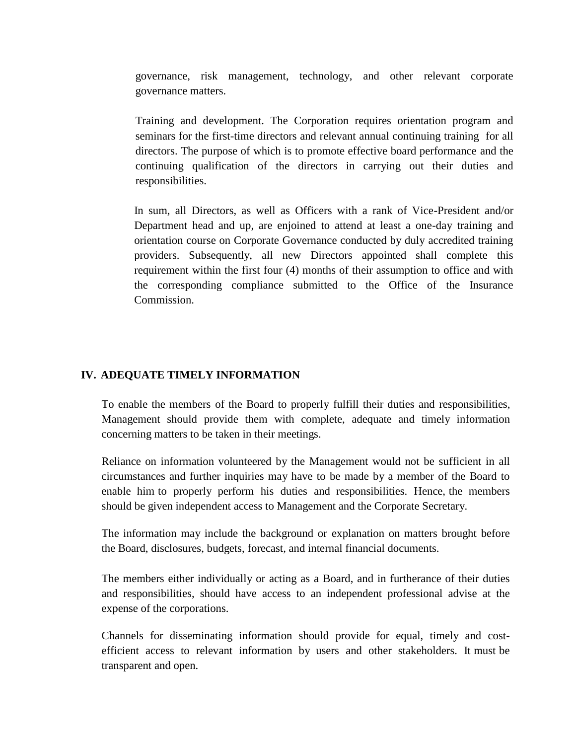governance, risk management, technology, and other relevant corporate governance matters.

Training and development. The Corporation requires orientation program and seminars for the first-time directors and relevant annual continuing training for all directors. The purpose of which is to promote effective board performance and the continuing qualification of the directors in carrying out their duties and responsibilities.

In sum, all Directors, as well as Officers with a rank of Vice-President and/or Department head and up, are enjoined to attend at least a one-day training and orientation course on Corporate Governance conducted by duly accredited training providers. Subsequently, all new Directors appointed shall complete this requirement within the first four (4) months of their assumption to office and with the corresponding compliance submitted to the Office of the Insurance Commission.

## IV. ADEQUATE TIMELY INFORMATION

To enable the members of the Board to properly fulfill their duties and responsibilities, Management should provide them with complete, adequate and timely information concerning matters to be taken in their meetings.

Reliance on information volunteered by the Management would not be sufficient in all circumstances and further inquiries may have to be made by a member of the Board to enable him to properly perform his duties and responsibilities. Hence, the members should be given independent access to Management and the Corporate Secretary.

The information may include the background or explanation on matters brought before the Board, disclosures, budgets, forecast, and internal financial documents.

The members either individually or acting as a Board, and in furtherance of their duties and responsibilities, should have access to an independent professional advise at the expense of the corporations.

Channels for disseminating information should provide for equal, timely and cost-efficient access to relevant information by users and other stakeholders. It must be transparent and open.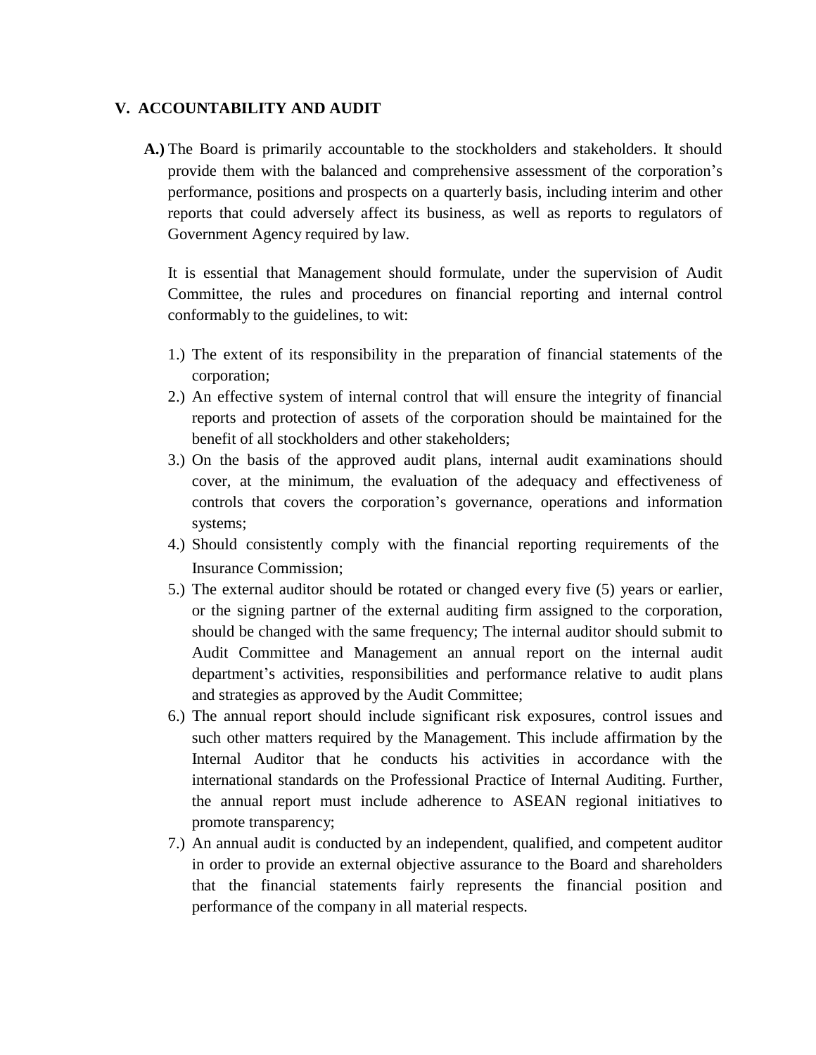## V. ACCOUNTABILITY AND AUDIT

**A.)** The Board is primarily accountable to the stockholders and stakeholders. It should provide them with the balanced and comprehensive assessment of the corporation's performance, positions and prospects on a quarterly basis, including interim and other reports that could adversely affect its business, as well as reports to regulators of Government Agency required by law.

It is essential that Management should formulate, under the supervision of Audit Committee, the rules and procedures on financial reporting and internal control conformably to the guidelines, to wit:

1.) The extent of its responsibility in the preparation of financial statements of the corporation;
2.) An effective system of internal control that will ensure the integrity of financial reports and protection of assets of the corporation should be maintained for the benefit of all stockholders and other stakeholders;
3.) On the basis of the approved audit plans, internal audit examinations should cover, at the minimum, the evaluation of the adequacy and effectiveness of controls that covers the corporation's governance, operations and information systems;
4.) Should consistently comply with the financial reporting requirements of the Insurance Commission;
5.) The external auditor should be rotated or changed every five (5) years or earlier, or the signing partner of the external auditing firm assigned to the corporation, should be changed with the same frequency; The internal auditor should submit to Audit Committee and Management an annual report on the internal audit department's activities, responsibilities and performance relative to audit plans and strategies as approved by the Audit Committee;
6.) The annual report should include significant risk exposures, control issues and such other matters required by the Management. This include affirmation by the Internal Auditor that he conducts his activities in accordance with the international standards on the Professional Practice of Internal Auditing. Further, the annual report must include adherence to ASEAN regional initiatives to promote transparency;
7.) An annual audit is conducted by an independent, qualified, and competent auditor in order to provide an external objective assurance to the Board and shareholders that the financial statements fairly represents the financial position and performance of the company in all material respects.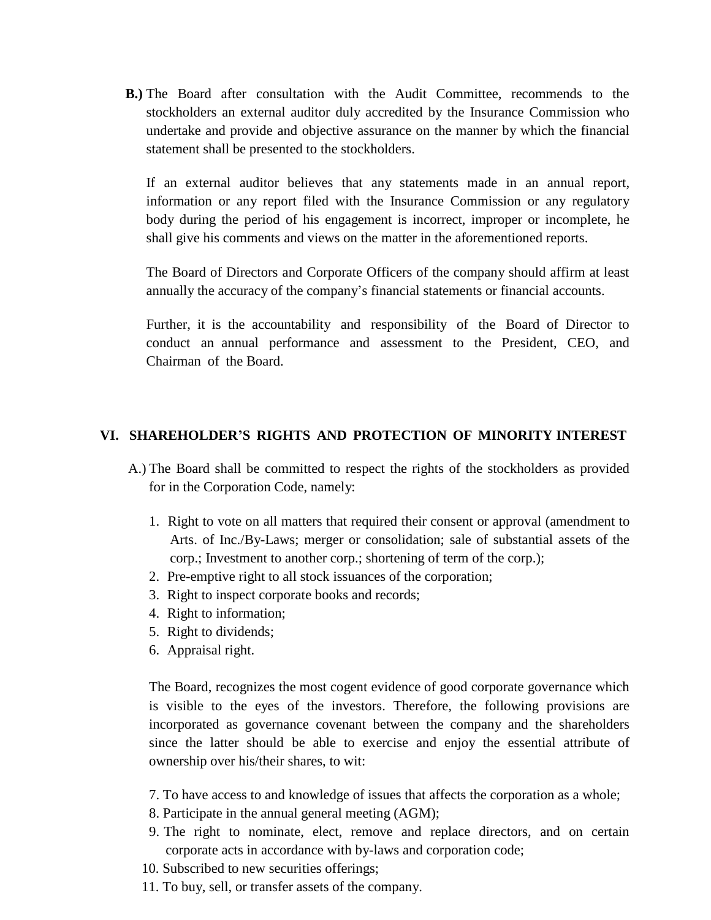**B.)** The Board after consultation with the Audit Committee, recommends to the stockholders an external auditor duly accredited by the Insurance Commission who undertake and provide and objective assurance on the manner by which the financial statement shall be presented to the stockholders.

If an external auditor believes that any statements made in an annual report, information or any report filed with the Insurance Commission or any regulatory body during the period of his engagement is incorrect, improper or incomplete, he shall give his comments and views on the matter in the aforementioned reports.

The Board of Directors and Corporate Officers of the company should affirm at least annually the accuracy of the company's financial statements or financial accounts.

Further, it is the accountability and responsibility of the Board of Director to conduct an annual performance and assessment to the President, CEO, and Chairman of the Board.

## VI. SHAREHOLDER'S RIGHTS AND PROTECTION OF MINORITY INTEREST

A.) The Board shall be committed to respect the rights of the stockholders as provided for in the Corporation Code, namely:

1. Right to vote on all matters that required their consent or approval (amendment to Arts. of Inc./By-Laws; merger or consolidation; sale of substantial assets of the corp.; Investment to another corp.; shortening of term of the corp.);
2. Pre-emptive right to all stock issuances of the corporation;
3. Right to inspect corporate books and records;
4. Right to information;
5. Right to dividends;
6. Appraisal right.

The Board, recognizes the most cogent evidence of good corporate governance which is visible to the eyes of the investors. Therefore, the following provisions are incorporated as governance covenant between the company and the shareholders since the latter should be able to exercise and enjoy the essential attribute of ownership over his/their shares, to wit:

7. To have access to and knowledge of issues that affects the corporation as a whole;
8. Participate in the annual general meeting (AGM);
9. The right to nominate, elect, remove and replace directors, and on certain corporate acts in accordance with by-laws and corporation code;
10. Subscribed to new securities offerings;
11. To buy, sell, or transfer assets of the company.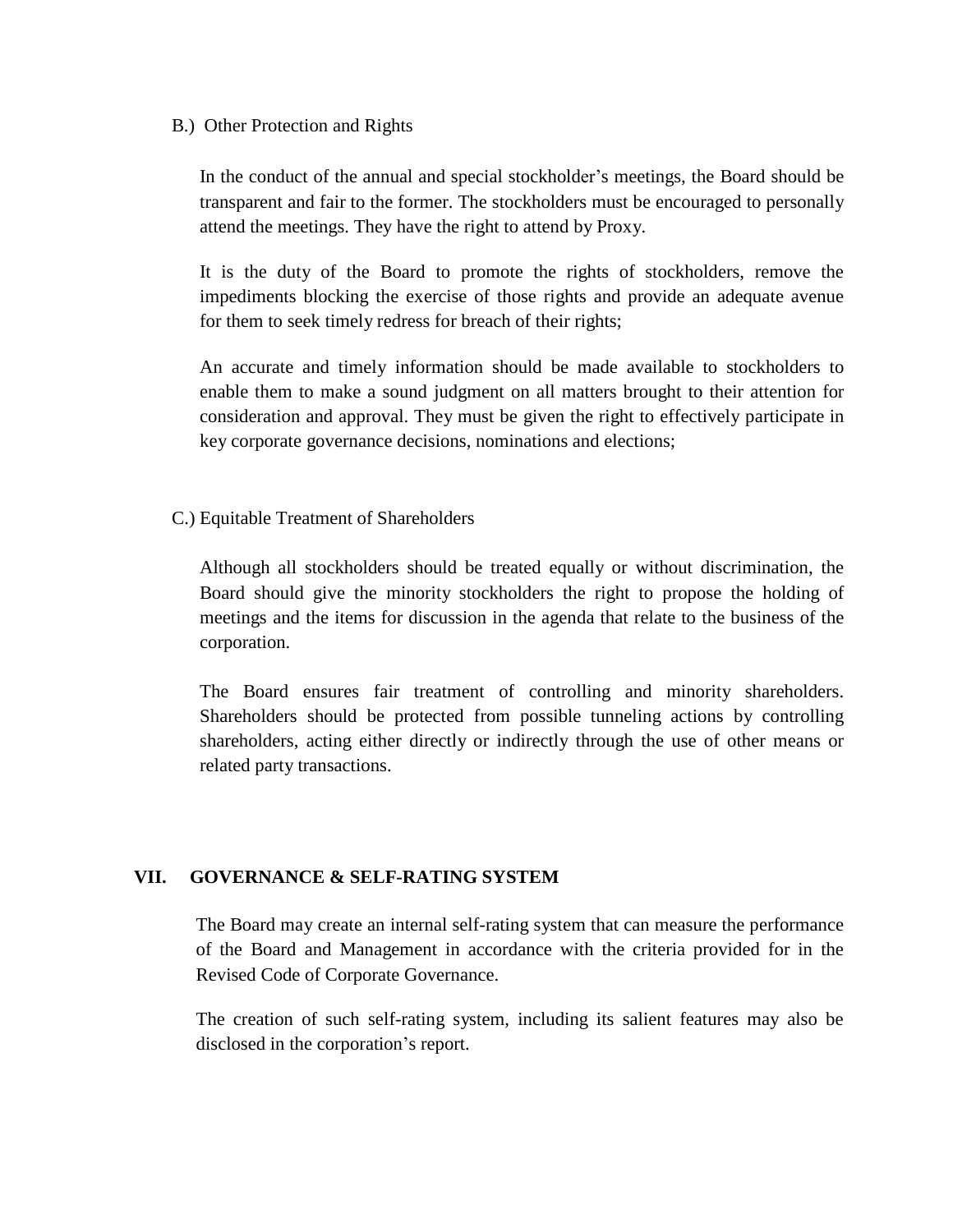B.) Other Protection and Rights

In the conduct of the annual and special stockholder's meetings, the Board should be transparent and fair to the former. The stockholders must be encouraged to personally attend the meetings. They have the right to attend by Proxy.

It is the duty of the Board to promote the rights of stockholders, remove the impediments blocking the exercise of those rights and provide an adequate avenue for them to seek timely redress for breach of their rights;

An accurate and timely information should be made available to stockholders to enable them to make a sound judgment on all matters brought to their attention for consideration and approval. They must be given the right to effectively participate in key corporate governance decisions, nominations and elections;

C.) Equitable Treatment of Shareholders

Although all stockholders should be treated equally or without discrimination, the Board should give the minority stockholders the right to propose the holding of meetings and the items for discussion in the agenda that relate to the business of the corporation.

The Board ensures fair treatment of controlling and minority shareholders. Shareholders should be protected from possible tunneling actions by controlling shareholders, acting either directly or indirectly through the use of other means or related party transactions.

## VII. GOVERNANCE & SELF-RATING SYSTEM

The Board may create an internal self-rating system that can measure the performance of the Board and Management in accordance with the criteria provided for in the Revised Code of Corporate Governance.

The creation of such self-rating system, including its salient features may also be disclosed in the corporation's report.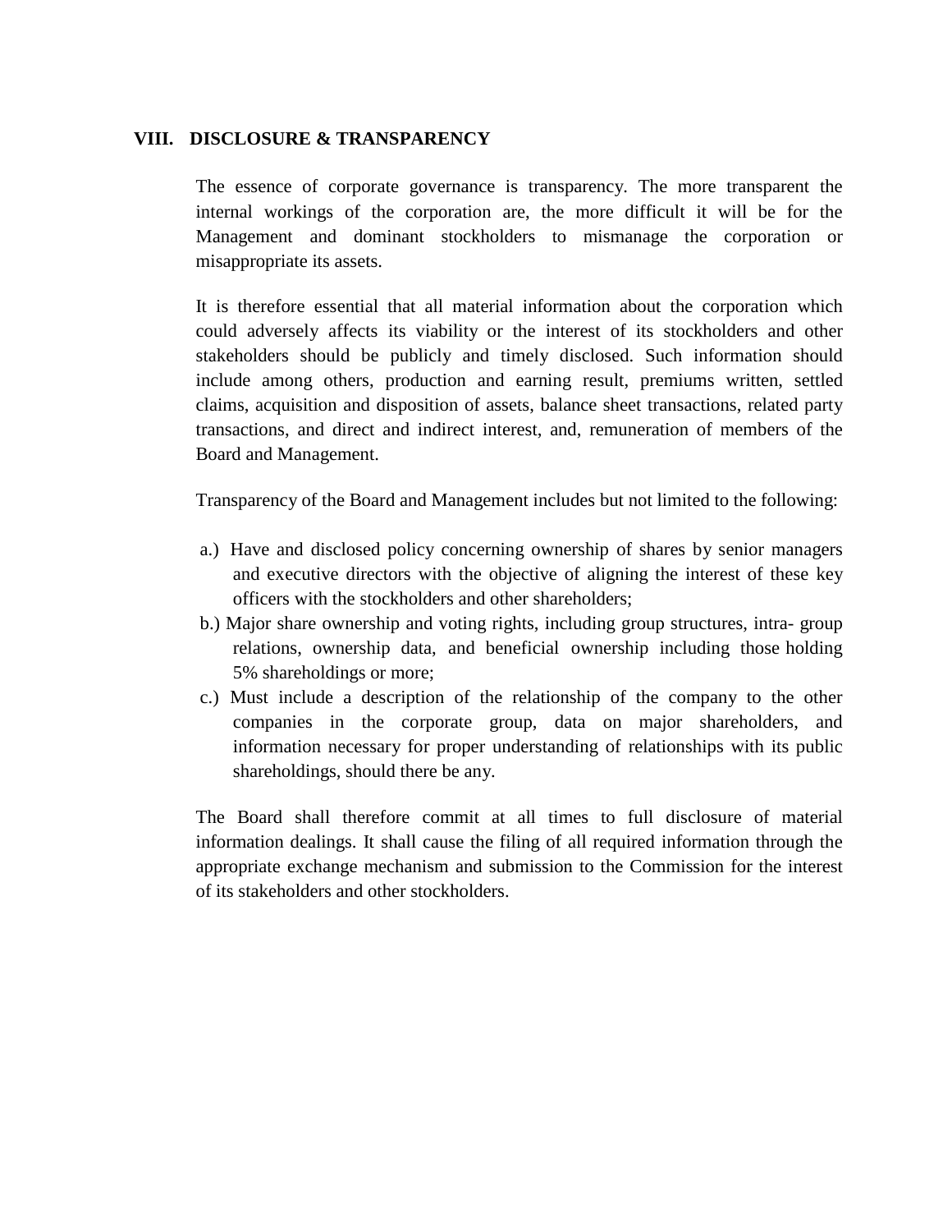## VIII. DISCLOSURE & TRANSPARENCY

The essence of corporate governance is transparency. The more transparent the internal workings of the corporation are, the more difficult it will be for the Management and dominant stockholders to mismanage the corporation or misappropriate its assets.

It is therefore essential that all material information about the corporation which could adversely affects its viability or the interest of its stockholders and other stakeholders should be publicly and timely disclosed. Such information should include among others, production and earning result, premiums written, settled claims, acquisition and disposition of assets, balance sheet transactions, related party transactions, and direct and indirect interest, and, remuneration of members of the Board and Management.

Transparency of the Board and Management includes but not limited to the following:

a.) Have and disclosed policy concerning ownership of shares by senior managers and executive directors with the objective of aligning the interest of these key officers with the stockholders and other shareholders;

b.) Major share ownership and voting rights, including group structures, intra- group relations, ownership data, and beneficial ownership including those holding 5% shareholdings or more;

c.) Must include a description of the relationship of the company to the other companies in the corporate group, data on major shareholders, and information necessary for proper understanding of relationships with its public shareholdings, should there be any.

The Board shall therefore commit at all times to full disclosure of material information dealings. It shall cause the filing of all required information through the appropriate exchange mechanism and submission to the Commission for the interest of its stakeholders and other stockholders.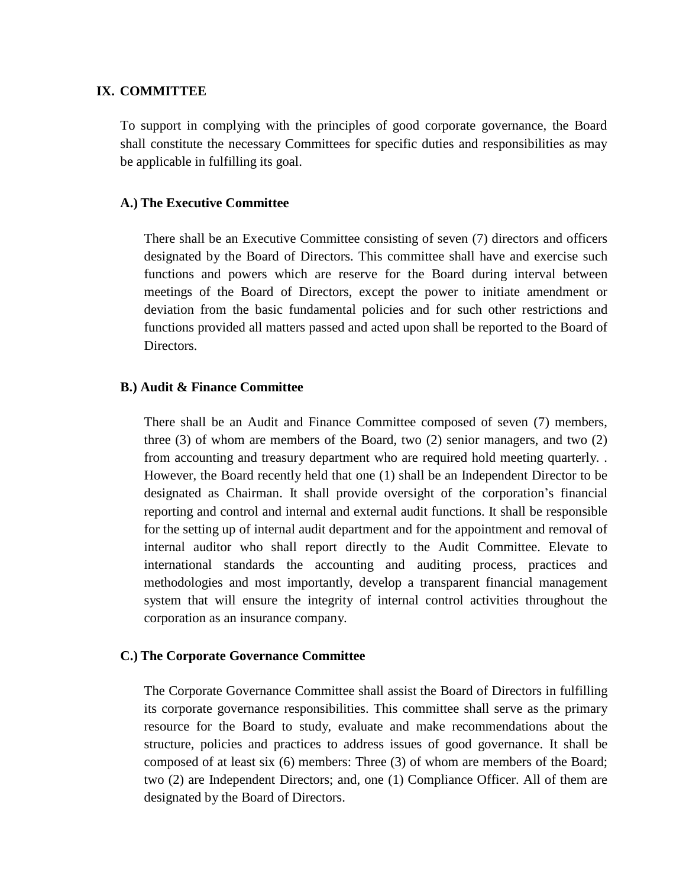## IX. COMMITTEE

To support in complying with the principles of good corporate governance, the Board shall constitute the necessary Committees for specific duties and responsibilities as may be applicable in fulfilling its goal.

### A.) The Executive Committee

There shall be an Executive Committee consisting of seven (7) directors and officers designated by the Board of Directors. This committee shall have and exercise such functions and powers which are reserve for the Board during interval between meetings of the Board of Directors, except the power to initiate amendment or deviation from the basic fundamental policies and for such other restrictions and functions provided all matters passed and acted upon shall be reported to the Board of Directors.

### B.) Audit & Finance Committee

There shall be an Audit and Finance Committee composed of seven (7) members, three (3) of whom are members of the Board, two (2) senior managers, and two (2) from accounting and treasury department who are required hold meeting quarterly. . However, the Board recently held that one (1) shall be an Independent Director to be designated as Chairman. It shall provide oversight of the corporation's financial reporting and control and internal and external audit functions. It shall be responsible for the setting up of internal audit department and for the appointment and removal of internal auditor who shall report directly to the Audit Committee. Elevate to international standards the accounting and auditing process, practices and methodologies and most importantly, develop a transparent financial management system that will ensure the integrity of internal control activities throughout the corporation as an insurance company.

### C.) The Corporate Governance Committee

The Corporate Governance Committee shall assist the Board of Directors in fulfilling its corporate governance responsibilities. This committee shall serve as the primary resource for the Board to study, evaluate and make recommendations about the structure, policies and practices to address issues of good governance. It shall be composed of at least six (6) members: Three (3) of whom are members of the Board; two (2) are Independent Directors; and, one (1) Compliance Officer. All of them are designated by the Board of Directors.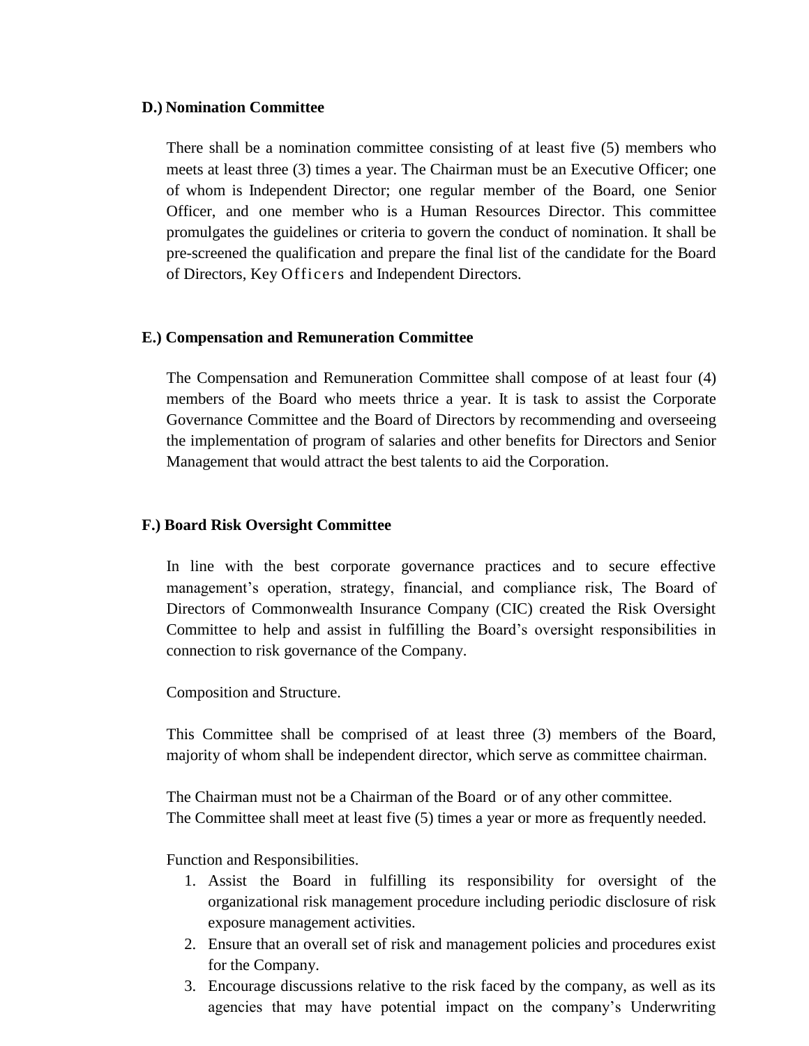### D.) Nomination Committee

There shall be a nomination committee consisting of at least five (5) members who meets at least three (3) times a year. The Chairman must be an Executive Officer; one of whom is Independent Director; one regular member of the Board, one Senior Officer, and one member who is a Human Resources Director. This committee promulgates the guidelines or criteria to govern the conduct of nomination. It shall be pre-screened the qualification and prepare the final list of the candidate for the Board of Directors, Key Officers and Independent Directors.

### E.) Compensation and Remuneration Committee

The Compensation and Remuneration Committee shall compose of at least four (4) members of the Board who meets thrice a year. It is task to assist the Corporate Governance Committee and the Board of Directors by recommending and overseeing the implementation of program of salaries and other benefits for Directors and Senior Management that would attract the best talents to aid the Corporation.

### F.) Board Risk Oversight Committee

In line with the best corporate governance practices and to secure effective management's operation, strategy, financial, and compliance risk, The Board of Directors of Commonwealth Insurance Company (CIC) created the Risk Oversight Committee to help and assist in fulfilling the Board's oversight responsibilities in connection to risk governance of the Company.

Composition and Structure.

This Committee shall be comprised of at least three (3) members of the Board, majority of whom shall be independent director, which serve as committee chairman.

The Chairman must not be a Chairman of the Board or of any other committee.
The Committee shall meet at least five (5) times a year or more as frequently needed.

Function and Responsibilities.

1. Assist the Board in fulfilling its responsibility for oversight of the organizational risk management procedure including periodic disclosure of risk exposure management activities.
2. Ensure that an overall set of risk and management policies and procedures exist for the Company.
3. Encourage discussions relative to the risk faced by the company, as well as its agencies that may have potential impact on the company's Underwriting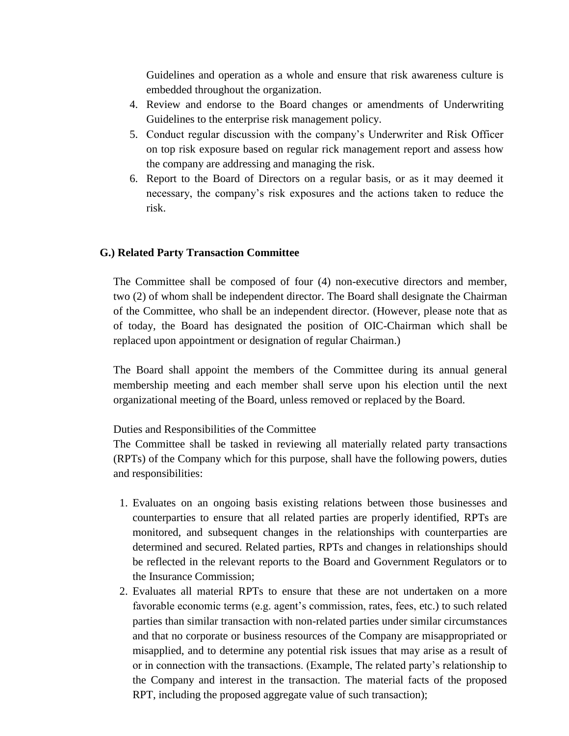Guidelines and operation as a whole and ensure that risk awareness culture is embedded throughout the organization.

4. Review and endorse to the Board changes or amendments of Underwriting Guidelines to the enterprise risk management policy.
5. Conduct regular discussion with the company's Underwriter and Risk Officer on top risk exposure based on regular rick management report and assess how the company are addressing and managing the risk.
6. Report to the Board of Directors on a regular basis, or as it may deemed it necessary, the company's risk exposures and the actions taken to reduce the risk.

**G.) Related Party Transaction Committee**

The Committee shall be composed of four (4) non-executive directors and member, two (2) of whom shall be independent director. The Board shall designate the Chairman of the Committee, who shall be an independent director. (However, please note that as of today, the Board has designated the position of OIC-Chairman which shall be replaced upon appointment or designation of regular Chairman.)

The Board shall appoint the members of the Committee during its annual general membership meeting and each member shall serve upon his election until the next organizational meeting of the Board, unless removed or replaced by the Board.

Duties and Responsibilities of the Committee

The Committee shall be tasked in reviewing all materially related party transactions (RPTs) of the Company which for this purpose, shall have the following powers, duties and responsibilities:

1. Evaluates on an ongoing basis existing relations between those businesses and counterparties to ensure that all related parties are properly identified, RPTs are monitored, and subsequent changes in the relationships with counterparties are determined and secured. Related parties, RPTs and changes in relationships should be reflected in the relevant reports to the Board and Government Regulators or to the Insurance Commission;
2. Evaluates all material RPTs to ensure that these are not undertaken on a more favorable economic terms (e.g. agent's commission, rates, fees, etc.) to such related parties than similar transaction with non-related parties under similar circumstances and that no corporate or business resources of the Company are misappropriated or misapplied, and to determine any potential risk issues that may arise as a result of or in connection with the transactions. (Example, The related party's relationship to the Company and interest in the transaction. The material facts of the proposed RPT, including the proposed aggregate value of such transaction);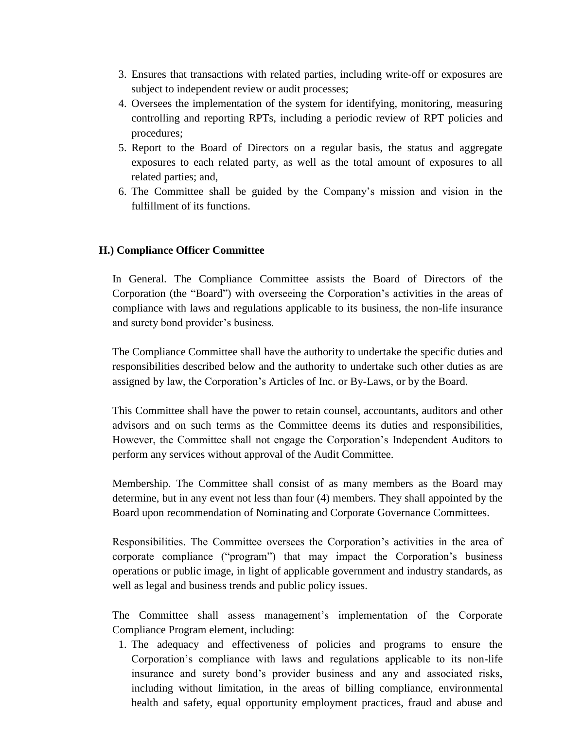3. Ensures that transactions with related parties, including write-off or exposures are subject to independent review or audit processes;
4. Oversees the implementation of the system for identifying, monitoring, measuring controlling and reporting RPTs, including a periodic review of RPT policies and procedures;
5. Report to the Board of Directors on a regular basis, the status and aggregate exposures to each related party, as well as the total amount of exposures to all related parties; and,
6. The Committee shall be guided by the Company's mission and vision in the fulfillment of its functions.

**H.) Compliance Officer Committee**

In General. The Compliance Committee assists the Board of Directors of the Corporation (the "Board") with overseeing the Corporation's activities in the areas of compliance with laws and regulations applicable to its business, the non-life insurance and surety bond provider's business.

The Compliance Committee shall have the authority to undertake the specific duties and responsibilities described below and the authority to undertake such other duties as are assigned by law, the Corporation's Articles of Inc. or By-Laws, or by the Board.

This Committee shall have the power to retain counsel, accountants, auditors and other advisors and on such terms as the Committee deems its duties and responsibilities, However, the Committee shall not engage the Corporation's Independent Auditors to perform any services without approval of the Audit Committee.

Membership. The Committee shall consist of as many members as the Board may determine, but in any event not less than four (4) members. They shall appointed by the Board upon recommendation of Nominating and Corporate Governance Committees.

Responsibilities. The Committee oversees the Corporation's activities in the area of corporate compliance ("program") that may impact the Corporation's business operations or public image, in light of applicable government and industry standards, as well as legal and business trends and public policy issues.

The Committee shall assess management's implementation of the Corporate Compliance Program element, including:

1. The adequacy and effectiveness of policies and programs to ensure the Corporation's compliance with laws and regulations applicable to its non-life insurance and surety bond's provider business and any and associated risks, including without limitation, in the areas of billing compliance, environmental health and safety, equal opportunity employment practices, fraud and abuse and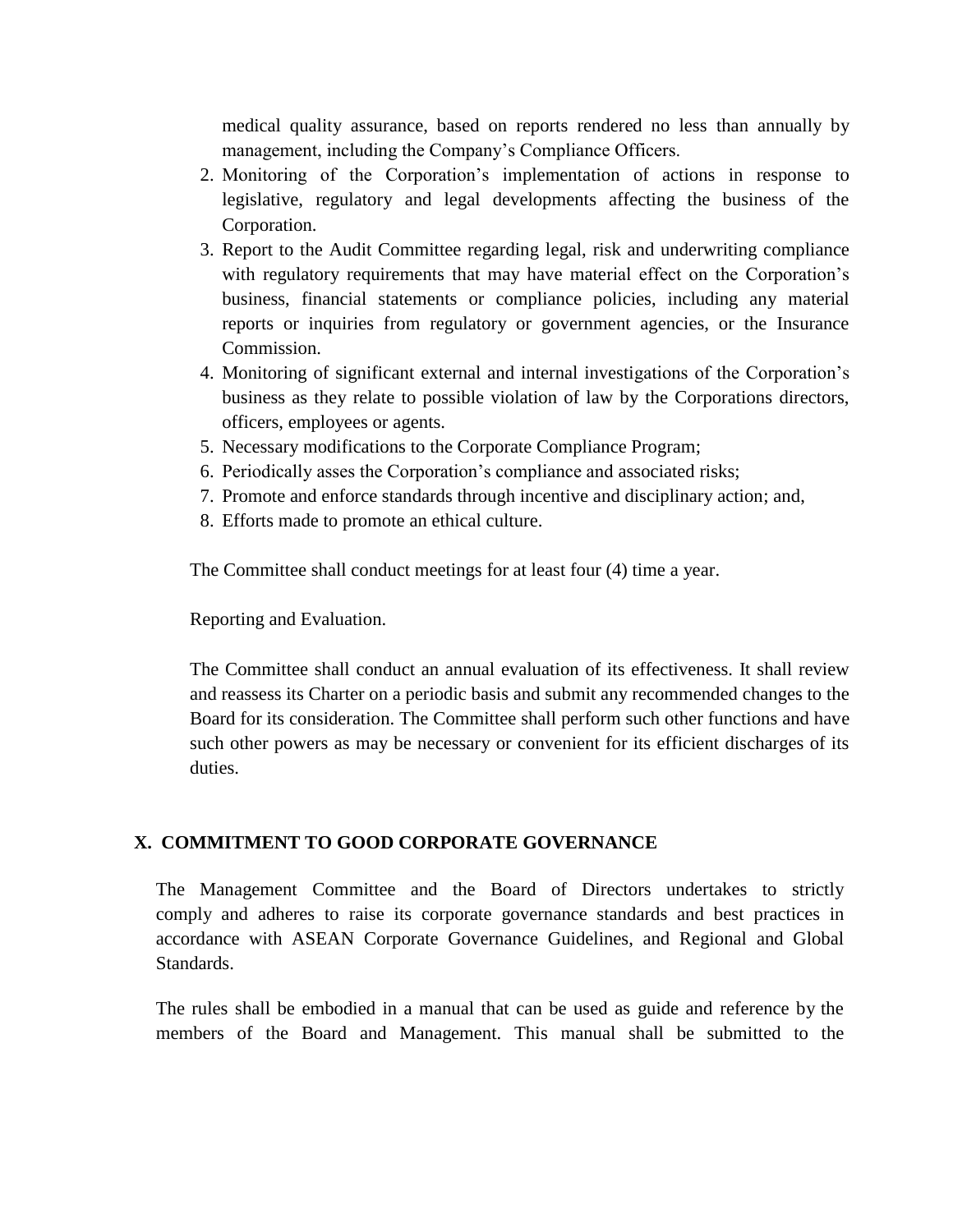medical quality assurance, based on reports rendered no less than annually by management, including the Company's Compliance Officers.

2. Monitoring of the Corporation's implementation of actions in response to legislative, regulatory and legal developments affecting the business of the Corporation.
3. Report to the Audit Committee regarding legal, risk and underwriting compliance with regulatory requirements that may have material effect on the Corporation's business, financial statements or compliance policies, including any material reports or inquiries from regulatory or government agencies, or the Insurance Commission.
4. Monitoring of significant external and internal investigations of the Corporation's business as they relate to possible violation of law by the Corporations directors, officers, employees or agents.
5. Necessary modifications to the Corporate Compliance Program;
6. Periodically asses the Corporation's compliance and associated risks;
7. Promote and enforce standards through incentive and disciplinary action; and,
8. Efforts made to promote an ethical culture.

The Committee shall conduct meetings for at least four (4) time a year.

Reporting and Evaluation.

The Committee shall conduct an annual evaluation of its effectiveness. It shall review and reassess its Charter on a periodic basis and submit any recommended changes to the Board for its consideration. The Committee shall perform such other functions and have such other powers as may be necessary or convenient for its efficient discharges of its duties.

## X. COMMITMENT TO GOOD CORPORATE GOVERNANCE

The Management Committee and the Board of Directors undertakes to strictly comply and adheres to raise its corporate governance standards and best practices in accordance with ASEAN Corporate Governance Guidelines, and Regional and Global Standards.

The rules shall be embodied in a manual that can be used as guide and reference by the members of the Board and Management. This manual shall be submitted to the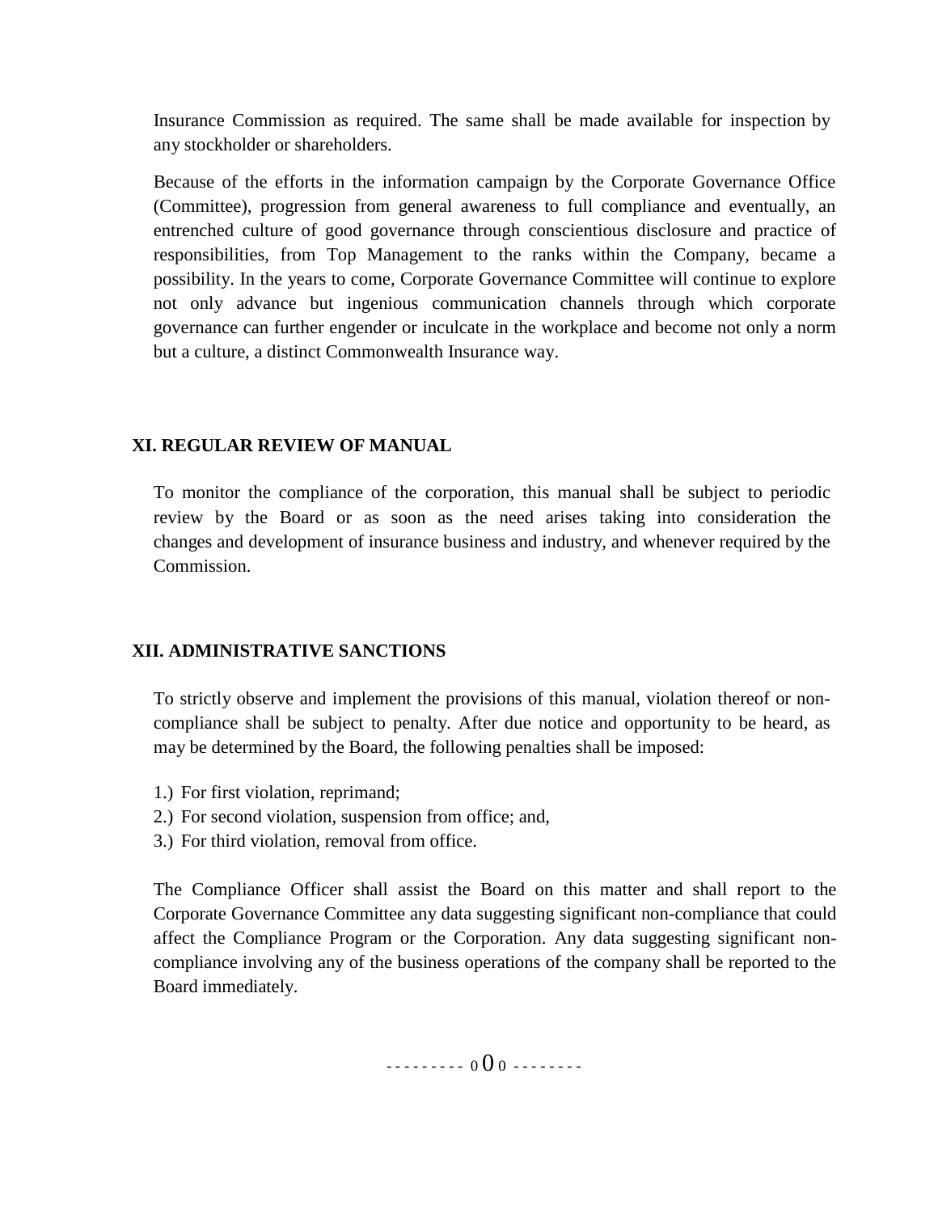Insurance Commission as required. The same shall be made available for inspection by any stockholder or shareholders.

Because of the efforts in the information campaign by the Corporate Governance Office (Committee), progression from general awareness to full compliance and eventually, an entrenched culture of good governance through conscientious disclosure and practice of responsibilities, from Top Management to the ranks within the Company, became a possibility. In the years to come, Corporate Governance Committee will continue to explore not only advance but ingenious communication channels through which corporate governance can further engender or inculcate in the workplace and become not only a norm but a culture, a distinct Commonwealth Insurance way.

## XI. REGULAR REVIEW OF MANUAL

To monitor the compliance of the corporation, this manual shall be subject to periodic review by the Board or as soon as the need arises taking into consideration the changes and development of insurance business and industry, and whenever required by the Commission.

## XII. ADMINISTRATIVE SANCTIONS

To strictly observe and implement the provisions of this manual, violation thereof or non-compliance shall be subject to penalty. After due notice and opportunity to be heard, as may be determined by the Board, the following penalties shall be imposed:

1.) For first violation, reprimand;
2.) For second violation, suspension from office; and,
3.) For third violation, removal from office.

The Compliance Officer shall assist the Board on this matter and shall report to the Corporate Governance Committee any data suggesting significant non-compliance that could affect the Compliance Program or the Corporation. Any data suggesting significant non-compliance involving any of the business operations of the company shall be reported to the Board immediately.

--------- 0 0 0 --------